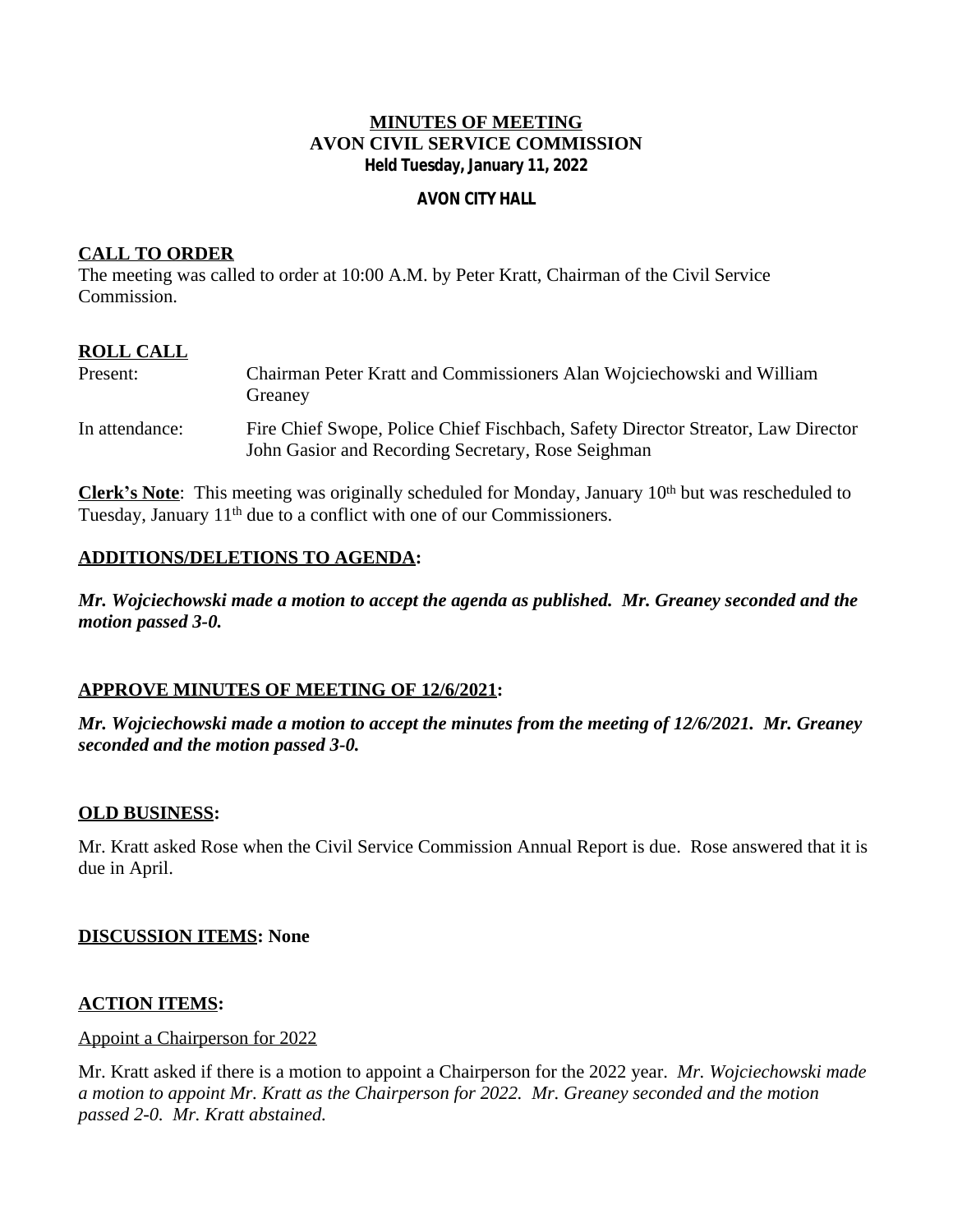# MINUTES OF MEETING
## AVON CIVIL SERVICE COMMISSION
**Held Tuesday, January 11, 2022**

**AVON CITY HALL**

## CALL TO ORDER

The meeting was called to order at 10:00 A.M. by Peter Kratt, Chairman of the Civil Service Commission.

## ROLL CALL

| | |
|---|---|
| Present: | Chairman Peter Kratt and Commissioners Alan Wojciechowski and William Greaney |
| In attendance: | Fire Chief Swope, Police Chief Fischbach, Safety Director Streator, Law Director John Gasior and Recording Secretary, Rose Seighman |

**Clerk's Note**: This meeting was originally scheduled for Monday, January 10th but was rescheduled to Tuesday, January 11th due to a conflict with one of our Commissioners.

## ADDITIONS/DELETIONS TO AGENDA:

***Mr. Wojciechowski made a motion to accept the agenda as published. Mr. Greaney seconded and the motion passed 3-0.***

## APPROVE MINUTES OF MEETING OF 12/6/2021:

***Mr. Wojciechowski made a motion to accept the minutes from the meeting of 12/6/2021. Mr. Greaney seconded and the motion passed 3-0.***

## OLD BUSINESS:

Mr. Kratt asked Rose when the Civil Service Commission Annual Report is due. Rose answered that it is due in April.

## DISCUSSION ITEMS: None

## ACTION ITEMS:

Appoint a Chairperson for 2022

Mr. Kratt asked if there is a motion to appoint a Chairperson for the 2022 year. *Mr. Wojciechowski made a motion to appoint Mr. Kratt as the Chairperson for 2022. Mr. Greaney seconded and the motion passed 2-0. Mr. Kratt abstained.*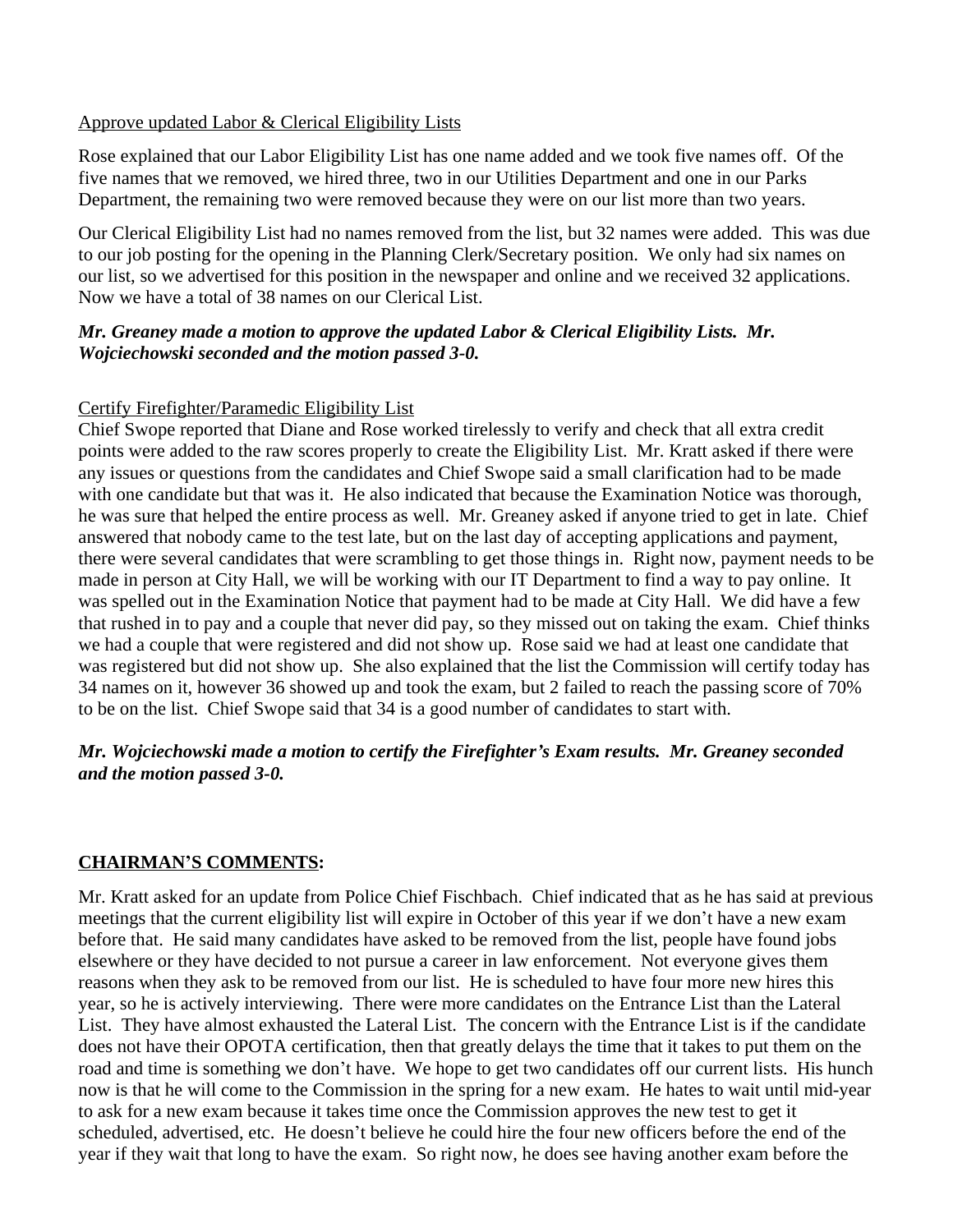Approve updated Labor & Clerical Eligibility Lists

Rose explained that our Labor Eligibility List has one name added and we took five names off. Of the five names that we removed, we hired three, two in our Utilities Department and one in our Parks Department, the remaining two were removed because they were on our list more than two years.

Our Clerical Eligibility List had no names removed from the list, but 32 names were added. This was due to our job posting for the opening in the Planning Clerk/Secretary position. We only had six names on our list, so we advertised for this position in the newspaper and online and we received 32 applications. Now we have a total of 38 names on our Clerical List.

***Mr. Greaney made a motion to approve the updated Labor & Clerical Eligibility Lists. Mr. Wojciechowski seconded and the motion passed 3-0.***

Certify Firefighter/Paramedic Eligibility List

Chief Swope reported that Diane and Rose worked tirelessly to verify and check that all extra credit points were added to the raw scores properly to create the Eligibility List. Mr. Kratt asked if there were any issues or questions from the candidates and Chief Swope said a small clarification had to be made with one candidate but that was it. He also indicated that because the Examination Notice was thorough, he was sure that helped the entire process as well. Mr. Greaney asked if anyone tried to get in late. Chief answered that nobody came to the test late, but on the last day of accepting applications and payment, there were several candidates that were scrambling to get those things in. Right now, payment needs to be made in person at City Hall, we will be working with our IT Department to find a way to pay online. It was spelled out in the Examination Notice that payment had to be made at City Hall. We did have a few that rushed in to pay and a couple that never did pay, so they missed out on taking the exam. Chief thinks we had a couple that were registered and did not show up. Rose said we had at least one candidate that was registered but did not show up. She also explained that the list the Commission will certify today has 34 names on it, however 36 showed up and took the exam, but 2 failed to reach the passing score of 70% to be on the list. Chief Swope said that 34 is a good number of candidates to start with.

***Mr. Wojciechowski made a motion to certify the Firefighter's Exam results. Mr. Greaney seconded and the motion passed 3-0.***

**CHAIRMAN'S COMMENTS:**

Mr. Kratt asked for an update from Police Chief Fischbach. Chief indicated that as he has said at previous meetings that the current eligibility list will expire in October of this year if we don't have a new exam before that. He said many candidates have asked to be removed from the list, people have found jobs elsewhere or they have decided to not pursue a career in law enforcement. Not everyone gives them reasons when they ask to be removed from our list. He is scheduled to have four more new hires this year, so he is actively interviewing. There were more candidates on the Entrance List than the Lateral List. They have almost exhausted the Lateral List. The concern with the Entrance List is if the candidate does not have their OPOTA certification, then that greatly delays the time that it takes to put them on the road and time is something we don't have. We hope to get two candidates off our current lists. His hunch now is that he will come to the Commission in the spring for a new exam. He hates to wait until mid-year to ask for a new exam because it takes time once the Commission approves the new test to get it scheduled, advertised, etc. He doesn't believe he could hire the four new officers before the end of the year if they wait that long to have the exam. So right now, he does see having another exam before the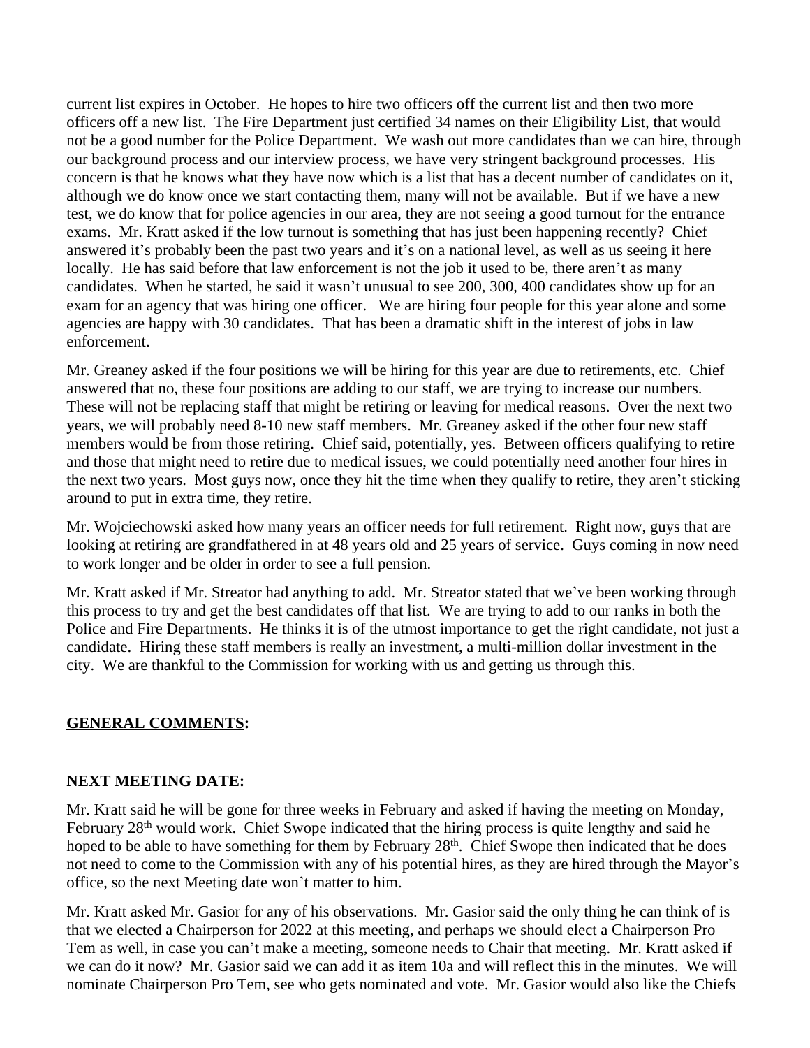current list expires in October. He hopes to hire two officers off the current list and then two more officers off a new list. The Fire Department just certified 34 names on their Eligibility List, that would not be a good number for the Police Department. We wash out more candidates than we can hire, through our background process and our interview process, we have very stringent background processes. His concern is that he knows what they have now which is a list that has a decent number of candidates on it, although we do know once we start contacting them, many will not be available. But if we have a new test, we do know that for police agencies in our area, they are not seeing a good turnout for the entrance exams. Mr. Kratt asked if the low turnout is something that has just been happening recently? Chief answered it's probably been the past two years and it's on a national level, as well as us seeing it here locally. He has said before that law enforcement is not the job it used to be, there aren't as many candidates. When he started, he said it wasn't unusual to see 200, 300, 400 candidates show up for an exam for an agency that was hiring one officer. We are hiring four people for this year alone and some agencies are happy with 30 candidates. That has been a dramatic shift in the interest of jobs in law enforcement.

Mr. Greaney asked if the four positions we will be hiring for this year are due to retirements, etc. Chief answered that no, these four positions are adding to our staff, we are trying to increase our numbers. These will not be replacing staff that might be retiring or leaving for medical reasons. Over the next two years, we will probably need 8-10 new staff members. Mr. Greaney asked if the other four new staff members would be from those retiring. Chief said, potentially, yes. Between officers qualifying to retire and those that might need to retire due to medical issues, we could potentially need another four hires in the next two years. Most guys now, once they hit the time when they qualify to retire, they aren't sticking around to put in extra time, they retire.

Mr. Wojciechowski asked how many years an officer needs for full retirement. Right now, guys that are looking at retiring are grandfathered in at 48 years old and 25 years of service. Guys coming in now need to work longer and be older in order to see a full pension.

Mr. Kratt asked if Mr. Streator had anything to add. Mr. Streator stated that we've been working through this process to try and get the best candidates off that list. We are trying to add to our ranks in both the Police and Fire Departments. He thinks it is of the utmost importance to get the right candidate, not just a candidate. Hiring these staff members is really an investment, a multi-million dollar investment in the city. We are thankful to the Commission for working with us and getting us through this.

**GENERAL COMMENTS:**

**NEXT MEETING DATE:**

Mr. Kratt said he will be gone for three weeks in February and asked if having the meeting on Monday, February 28th would work. Chief Swope indicated that the hiring process is quite lengthy and said he hoped to be able to have something for them by February 28th. Chief Swope then indicated that he does not need to come to the Commission with any of his potential hires, as they are hired through the Mayor's office, so the next Meeting date won't matter to him.

Mr. Kratt asked Mr. Gasior for any of his observations. Mr. Gasior said the only thing he can think of is that we elected a Chairperson for 2022 at this meeting, and perhaps we should elect a Chairperson Pro Tem as well, in case you can't make a meeting, someone needs to Chair that meeting. Mr. Kratt asked if we can do it now? Mr. Gasior said we can add it as item 10a and will reflect this in the minutes. We will nominate Chairperson Pro Tem, see who gets nominated and vote. Mr. Gasior would also like the Chiefs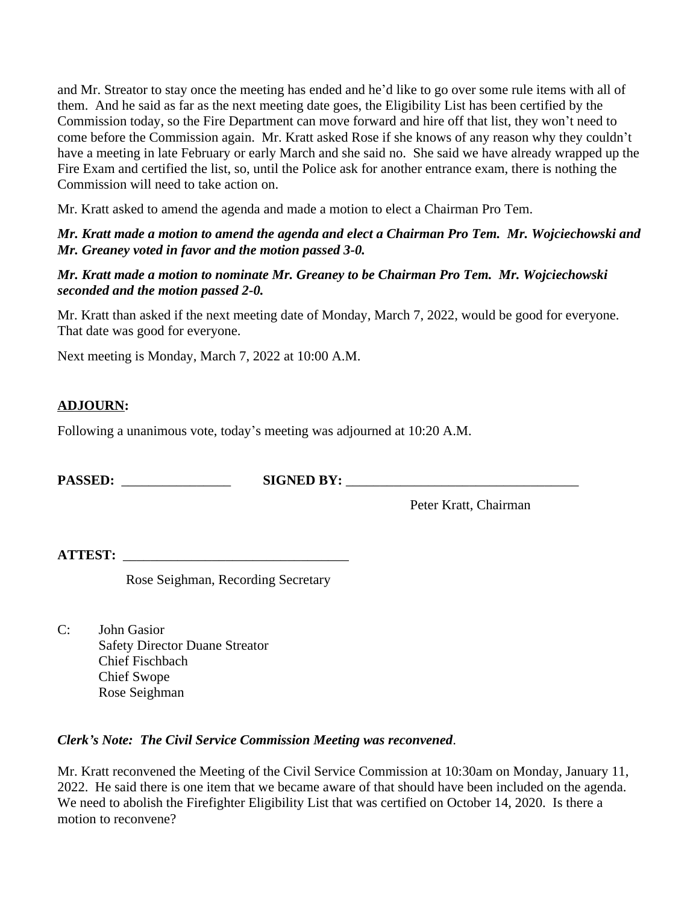and Mr. Streator to stay once the meeting has ended and he'd like to go over some rule items with all of them. And he said as far as the next meeting date goes, the Eligibility List has been certified by the Commission today, so the Fire Department can move forward and hire off that list, they won't need to come before the Commission again. Mr. Kratt asked Rose if she knows of any reason why they couldn't have a meeting in late February or early March and she said no. She said we have already wrapped up the Fire Exam and certified the list, so, until the Police ask for another entrance exam, there is nothing the Commission will need to take action on.

Mr. Kratt asked to amend the agenda and made a motion to elect a Chairman Pro Tem.

***Mr. Kratt made a motion to amend the agenda and elect a Chairman Pro Tem. Mr. Wojciechowski and Mr. Greaney voted in favor and the motion passed 3-0.***

***Mr. Kratt made a motion to nominate Mr. Greaney to be Chairman Pro Tem. Mr. Wojciechowski seconded and the motion passed 2-0.***

Mr. Kratt than asked if the next meeting date of Monday, March 7, 2022, would be good for everyone. That date was good for everyone.

Next meeting is Monday, March 7, 2022 at 10:00 A.M.

**ADJOURN:**

Following a unanimous vote, today's meeting was adjourned at 10:20 A.M.

**PASSED:** ________________ **SIGNED BY:** __________________________________

Peter Kratt, Chairman

**ATTEST:** ________________________________

Rose Seighman, Recording Secretary

C: John Gasior
Safety Director Duane Streator
Chief Fischbach
Chief Swope
Rose Seighman

***Clerk's Note: The Civil Service Commission Meeting was reconvened.***

Mr. Kratt reconvened the Meeting of the Civil Service Commission at 10:30am on Monday, January 11, 2022. He said there is one item that we became aware of that should have been included on the agenda. We need to abolish the Firefighter Eligibility List that was certified on October 14, 2020. Is there a motion to reconvene?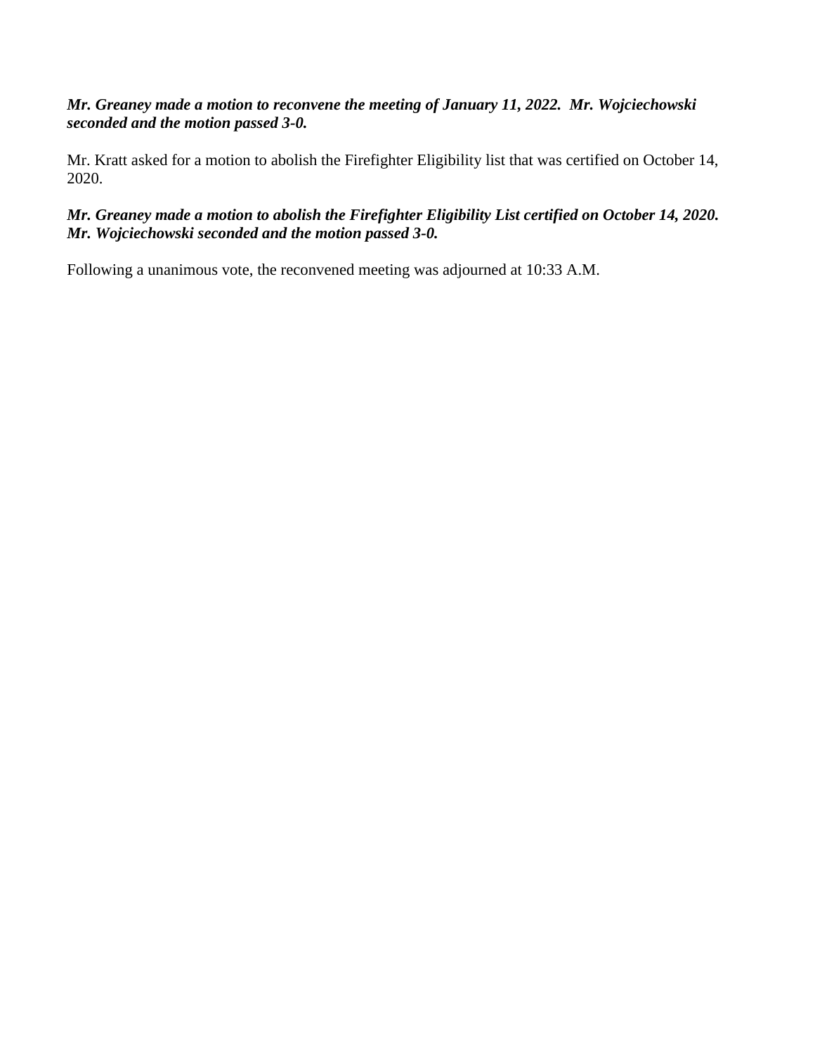***Mr. Greaney made a motion to reconvene the meeting of January 11, 2022. Mr. Wojciechowski seconded and the motion passed 3-0.***

Mr. Kratt asked for a motion to abolish the Firefighter Eligibility list that was certified on October 14, 2020.

***Mr. Greaney made a motion to abolish the Firefighter Eligibility List certified on October 14, 2020. Mr. Wojciechowski seconded and the motion passed 3-0.***

Following a unanimous vote, the reconvened meeting was adjourned at 10:33 A.M.